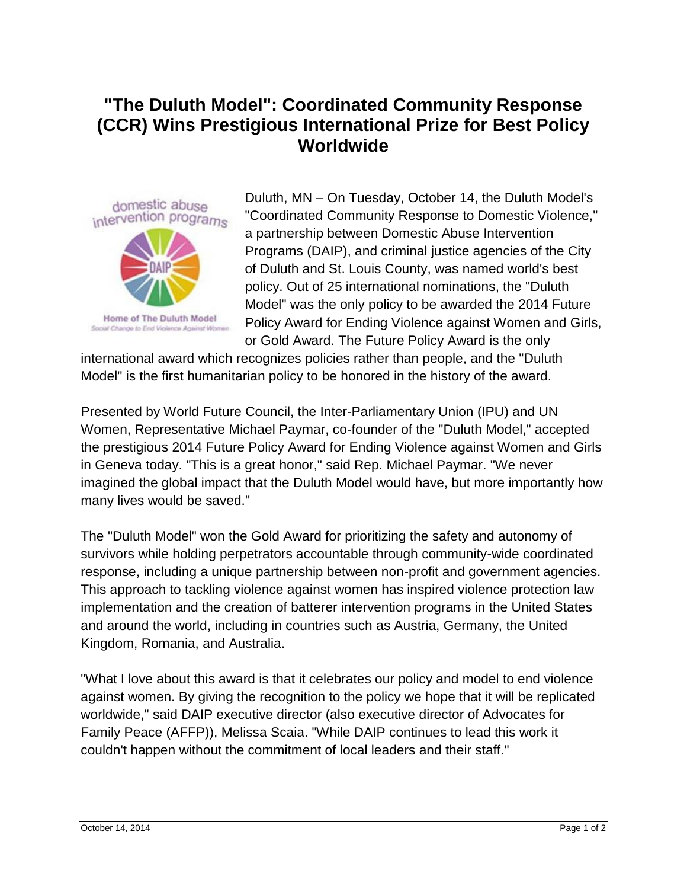# "The Duluth Model": Coordinated Community Response (CCR) Wins Prestigious International Prize for Best Policy Worldwide

Duluth, MN – On Tuesday, October 14, the Duluth Model's "Coordinated Community Response to Domestic Violence," a partnership between Domestic Abuse Intervention Programs (DAIP), and criminal justice agencies of the City of Duluth and St. Louis County, was named world's best policy. Out of 25 international nominations, the "Duluth Model" was the only policy to be awarded the 2014 Future Policy Award for Ending Violence against Women and Girls, or Gold Award. The Future Policy Award is the only international award which recognizes policies rather than people, and the "Duluth Model" is the first humanitarian policy to be honored in the history of the award.

Presented by World Future Council, the Inter-Parliamentary Union (IPU) and UN Women, Representative Michael Paymar, co-founder of the "Duluth Model," accepted the prestigious 2014 Future Policy Award for Ending Violence against Women and Girls in Geneva today. "This is a great honor," said Rep. Michael Paymar. "We never imagined the global impact that the Duluth Model would have, but more importantly how many lives would be saved."

The "Duluth Model" won the Gold Award for prioritizing the safety and autonomy of survivors while holding perpetrators accountable through community-wide coordinated response, including a unique partnership between non-profit and government agencies. This approach to tackling violence against women has inspired violence protection law implementation and the creation of batterer intervention programs in the United States and around the world, including in countries such as Austria, Germany, the United Kingdom, Romania, and Australia.

"What I love about this award is that it celebrates our policy and model to end violence against women. By giving the recognition to the policy we hope that it will be replicated worldwide," said DAIP executive director (also executive director of Advocates for Family Peace (AFFP)), Melissa Scaia. "While DAIP continues to lead this work it couldn't happen without the commitment of local leaders and their staff."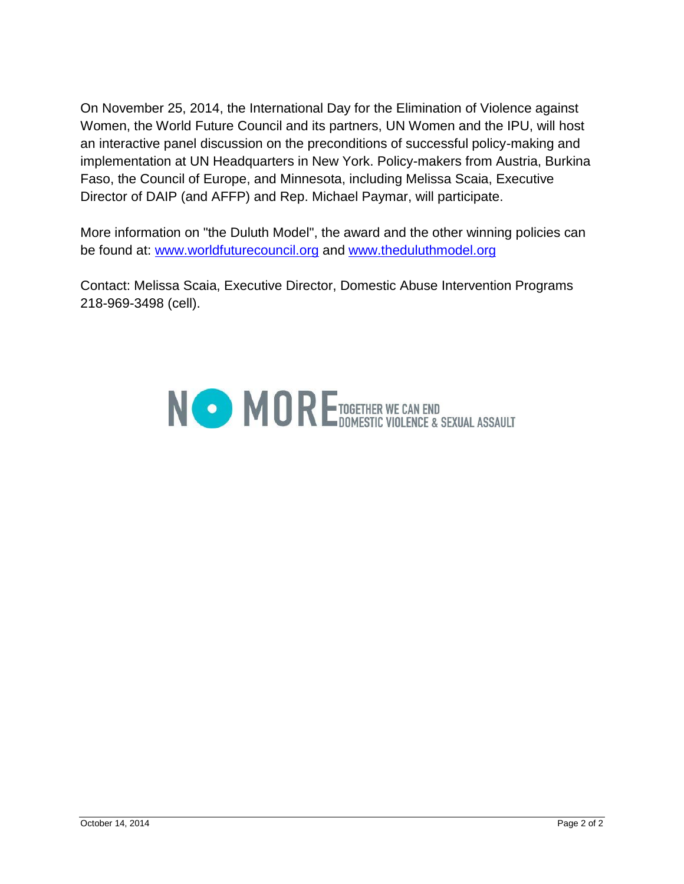On November 25, 2014, the International Day for the Elimination of Violence against Women, the World Future Council and its partners, UN Women and the IPU, will host an interactive panel discussion on the preconditions of successful policy-making and implementation at UN Headquarters in New York. Policy-makers from Austria, Burkina Faso, the Council of Europe, and Minnesota, including Melissa Scaia, Executive Director of DAIP (and AFFP) and Rep. Michael Paymar, will participate.

More information on "the Duluth Model", the award and the other winning policies can be found at: [www.worldfuturecouncil.org](http://www.worldfuturecouncil.org) and [www.theduluthmodel.org](http://www.theduluthmodel.org)

Contact: Melissa Scaia, Executive Director, Domestic Abuse Intervention Programs 218-969-3498 (cell).

NO MORE TOGETHER WE CAN END DOMESTIC VIOLENCE & SEXUAL ASSAULT

October 14, 2014